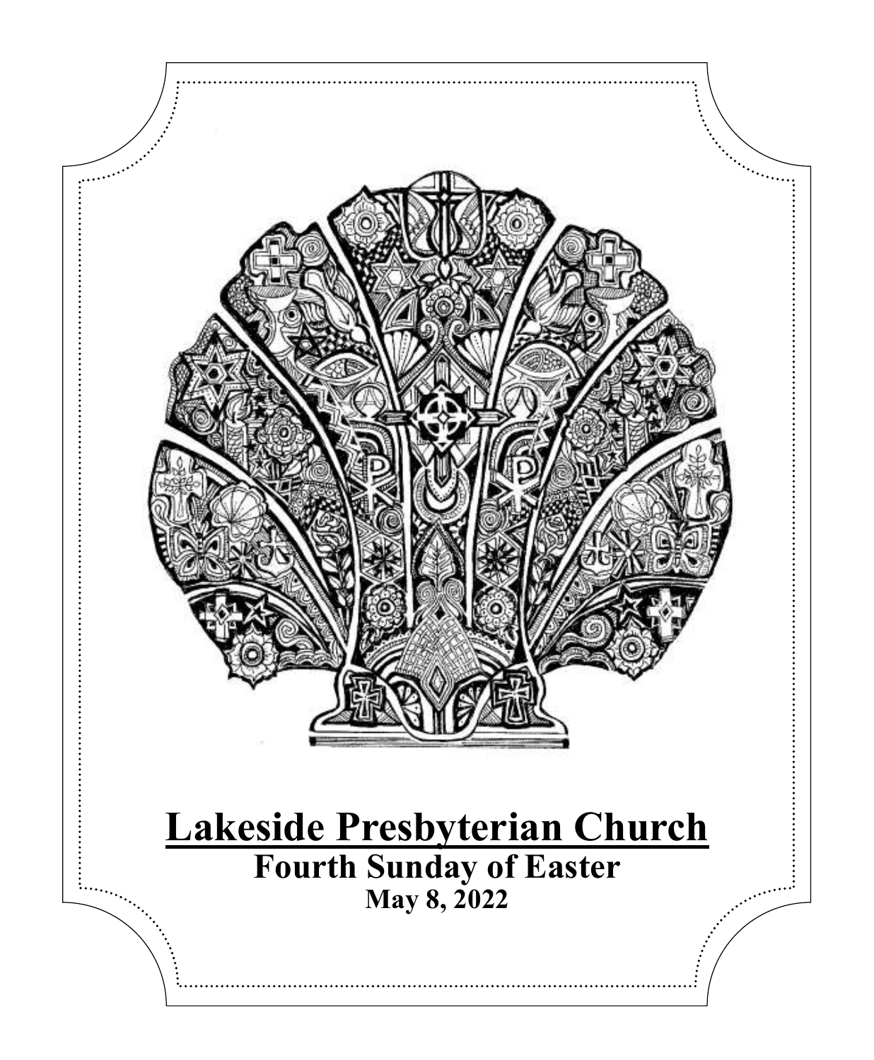# Lakeside Presbyterian Church

## Fourth Sunday of Easter

**May 8, 2022**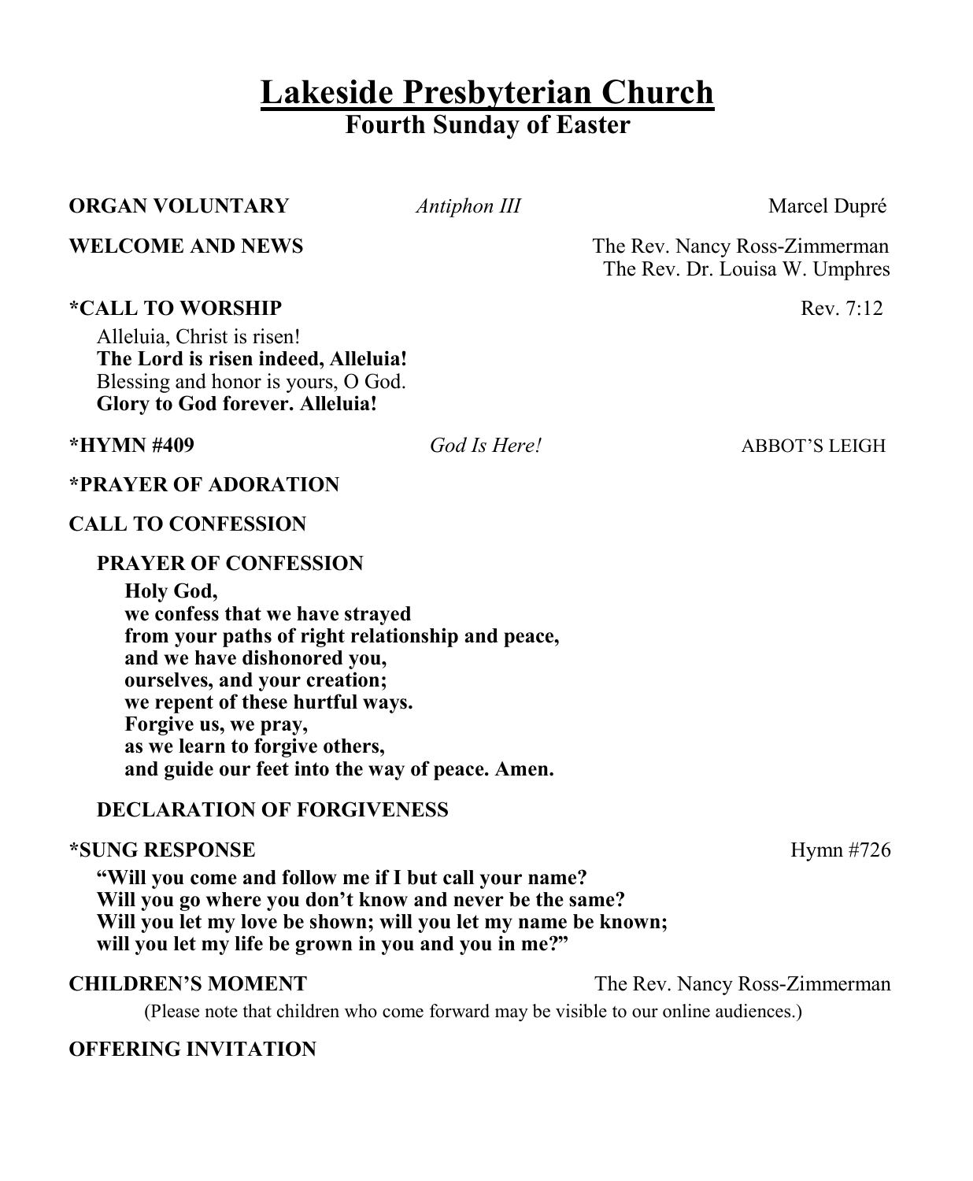# Lakeside Presbyterian Church

## Fourth Sunday of Easter

**ORGAN VOLUNTARY** *Antiphon III* Marcel Dupré

**WELCOME AND NEWS** The Rev. Nancy Ross-Zimmerman
The Rev. Dr. Louisa W. Umphres

**\*CALL TO WORSHIP** Rev. 7:12

Alleluia, Christ is risen!
**The Lord is risen indeed, Alleluia!**
Blessing and honor is yours, O God.
**Glory to God forever. Alleluia!**

**\*HYMN #409** *God Is Here!* ABBOT'S LEIGH

**\*PRAYER OF ADORATION**

**CALL TO CONFESSION**

**PRAYER OF CONFESSION**

**Holy God,**
**we confess that we have strayed**
**from your paths of right relationship and peace,**
**and we have dishonored you,**
**ourselves, and your creation;**
**we repent of these hurtful ways.**
**Forgive us, we pray,**
**as we learn to forgive others,**
**and guide our feet into the way of peace. Amen.**

**DECLARATION OF FORGIVENESS**

**\*SUNG RESPONSE** Hymn #726

**"Will you come and follow me if I but call your name?**
**Will you go where you don't know and never be the same?**
**Will you let my love be shown; will you let my name be known;**
**will you let my life be grown in you and you in me?"**

**CHILDREN'S MOMENT** The Rev. Nancy Ross-Zimmerman

(Please note that children who come forward may be visible to our online audiences.)

**OFFERING INVITATION**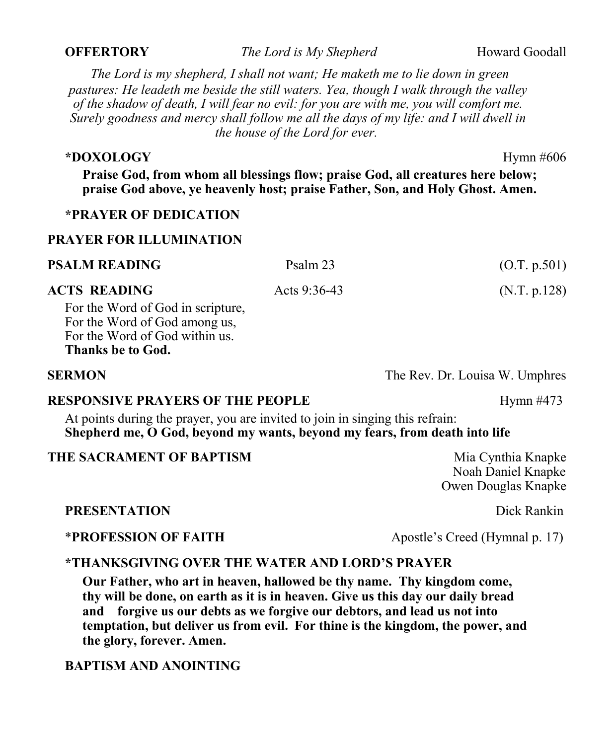**OFFERTORY** *The Lord is My Shepherd* Howard Goodall

*The Lord is my shepherd, I shall not want; He maketh me to lie down in green pastures: He leadeth me beside the still waters. Yea, though I walk through the valley of the shadow of death, I will fear no evil: for you are with me, you will comfort me. Surely goodness and mercy shall follow me all the days of my life: and I will dwell in the house of the Lord for ever.*

**\*DOXOLOGY** Hymn #606

**Praise God, from whom all blessings flow; praise God, all creatures here below; praise God above, ye heavenly host; praise Father, Son, and Holy Ghost. Amen.**

**\*PRAYER OF DEDICATION**

**PRAYER FOR ILLUMINATION**

**PSALM READING** Psalm 23 (O.T. p.501)

**ACTS READING** Acts 9:36-43 (N.T. p.128)

For the Word of God in scripture,
For the Word of God among us,
For the Word of God within us.
**Thanks be to God.**

**SERMON** The Rev. Dr. Louisa W. Umphres

**RESPONSIVE PRAYERS OF THE PEOPLE** Hymn #473

At points during the prayer, you are invited to join in singing this refrain:
**Shepherd me, O God, beyond my wants, beyond my fears, from death into life**

**THE SACRAMENT OF BAPTISM**

Mia Cynthia Knapke
Noah Daniel Knapke
Owen Douglas Knapke

**PRESENTATION** Dick Rankin

\***PROFESSION OF FAITH** Apostle's Creed (Hymnal p. 17)

**\*THANKSGIVING OVER THE WATER AND LORD'S PRAYER**

**Our Father, who art in heaven, hallowed be thy name. Thy kingdom come, thy will be done, on earth as it is in heaven. Give us this day our daily bread and forgive us our debts as we forgive our debtors, and lead us not into temptation, but deliver us from evil. For thine is the kingdom, the power, and the glory, forever. Amen.**

**BAPTISM AND ANOINTING**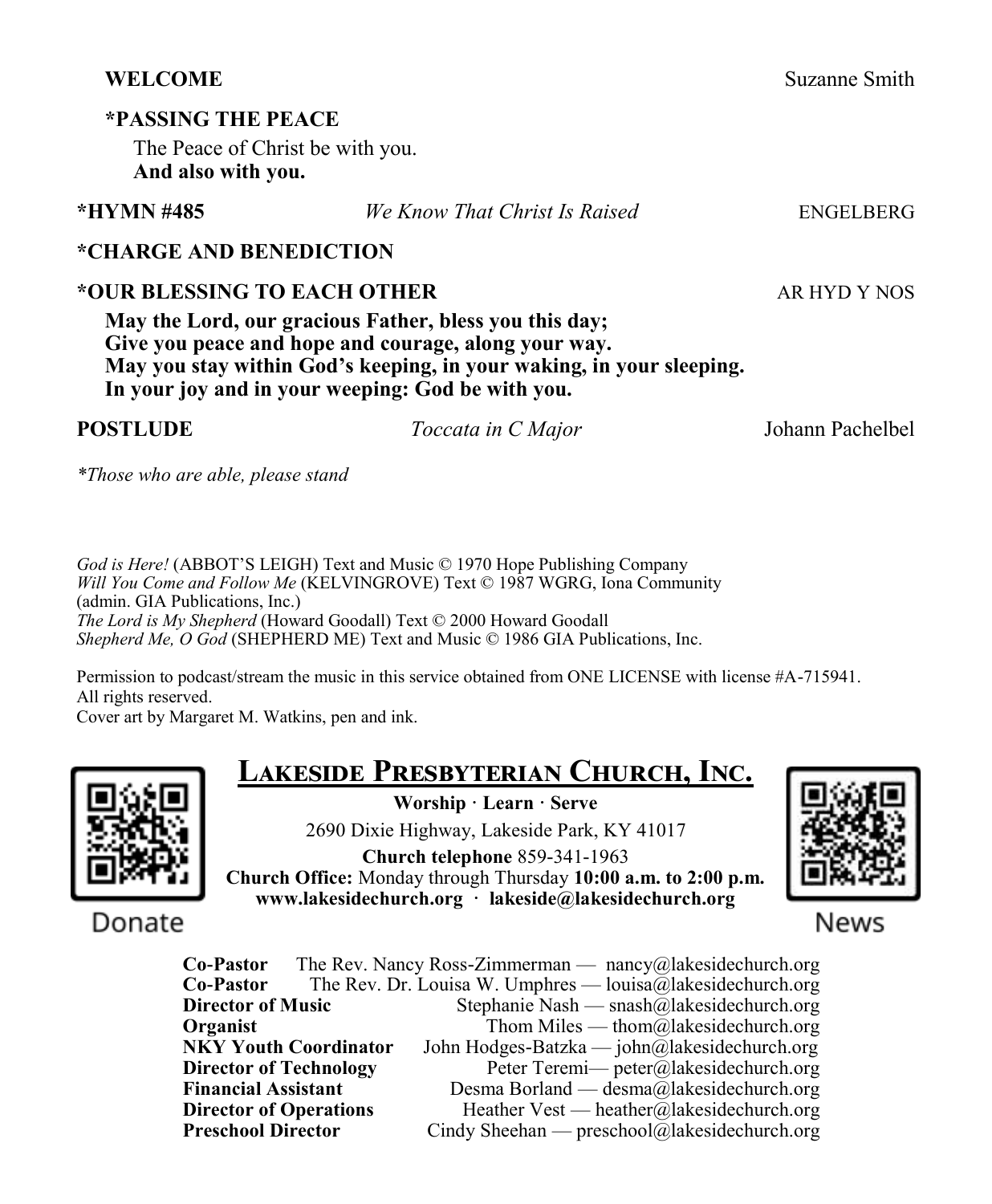**WELCOME** Suzanne Smith

**\*PASSING THE PEACE**

The Peace of Christ be with you.
**And also with you.**

**\*HYMN #485** *We Know That Christ Is Raised* ENGELBERG

**\*CHARGE AND BENEDICTION**

**\*OUR BLESSING TO EACH OTHER** AR HYD Y NOS

**May the Lord, our gracious Father, bless you this day;**
**Give you peace and hope and courage, along your way.**
**May you stay within God's keeping, in your waking, in your sleeping.**
**In your joy and in your weeping: God be with you.**

**POSTLUDE** *Toccata in C Major* Johann Pachelbel

*\*Those who are able, please stand*

*God is Here!* (ABBOT'S LEIGH) Text and Music © 1970 Hope Publishing Company
*Will You Come and Follow Me* (KELVINGROVE) Text © 1987 WGRG, Iona Community (admin. GIA Publications, Inc.)
*The Lord is My Shepherd* (Howard Goodall) Text © 2000 Howard Goodall
*Shepherd Me, O God* (SHEPHERD ME) Text and Music © 1986 GIA Publications, Inc.

Permission to podcast/stream the music in this service obtained from ONE LICENSE with license #A-715941.
All rights reserved.
Cover art by Margaret M. Watkins, pen and ink.

Donate

## Lakeside Presbyterian Church, Inc.

**Worship · Learn · Serve**

2690 Dixie Highway, Lakeside Park, KY 41017

**Church telephone** 859-341-1963

**Church Office:** Monday through Thursday **10:00 a.m. to 2:00 p.m.**

**www.lakesidechurch.org · lakeside@lakesidechurch.org**

News

| | |
|---|---|
| **Co-Pastor** | The Rev. Nancy Ross-Zimmerman — nancy@lakesidechurch.org |
| **Co-Pastor** | The Rev. Dr. Louisa W. Umphres — louisa@lakesidechurch.org |
| **Director of Music** | Stephanie Nash — snash@lakesidechurch.org |
| **Organist** | Thom Miles — thom@lakesidechurch.org |
| **NKY Youth Coordinator** | John Hodges-Batzka — john@lakesidechurch.org |
| **Director of Technology** | Peter Teremi— peter@lakesidechurch.org |
| **Financial Assistant** | Desma Borland — desma@lakesidechurch.org |
| **Director of Operations** | Heather Vest — heather@lakesidechurch.org |
| **Preschool Director** | Cindy Sheehan — preschool@lakesidechurch.org |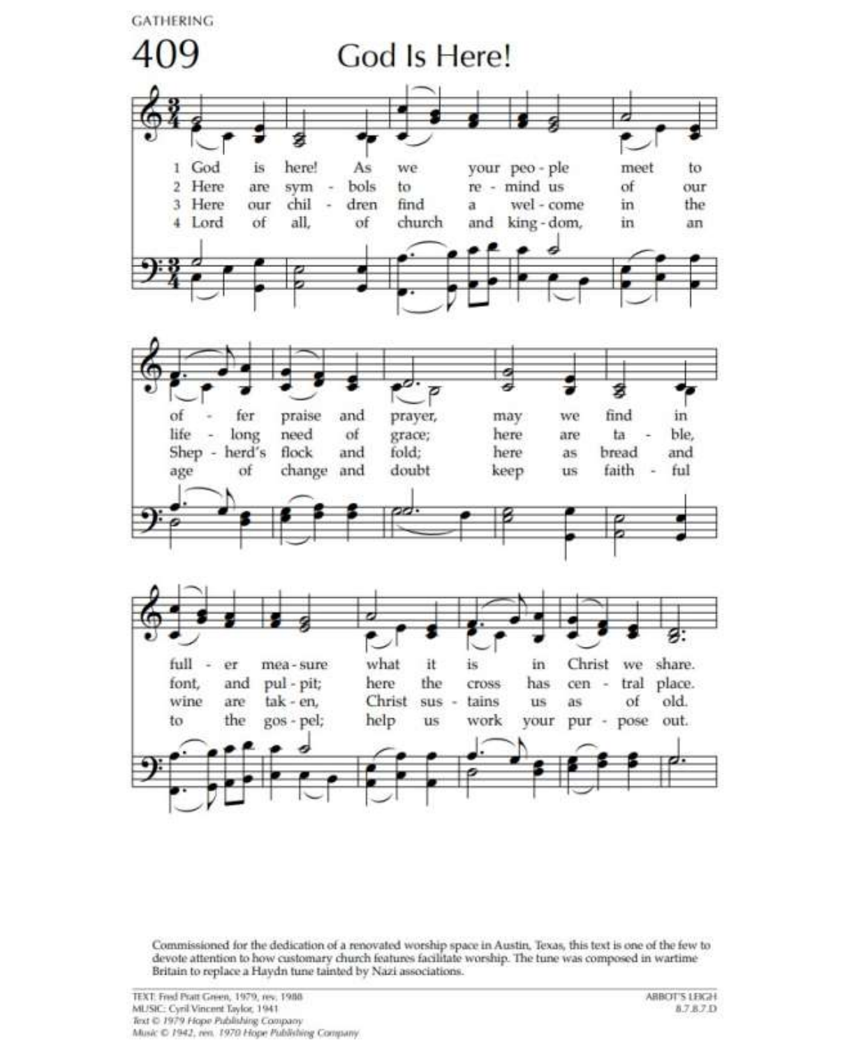GATHERING

# 409 God Is Here!

1 God is here! As we your peo - ple meet to of - fer praise and prayer, may we find in full - er mea - sure what it is in Christ we share.

2 Here are sym - bols to re - mind us of our life - long need of grace; here are ta - ble, font, and pul - pit; here the cross has cen - tral place.

3 Here our chil - dren find a wel - come in the Shep - herd's flock and fold; here as bread and wine are tak - en, Christ sus - tains us as of old.

4 Lord of all, of church and king - dom, in an age of change and doubt keep us faith - ful to the gos - pel; help us work your pur - pose out.

Commissioned for the dedication of a renovated worship space in Austin, Texas, this text is one of the few to devote attention to how customary church features facilitate worship. The tune was composed in wartime Britain to replace a Haydn tune tainted by Nazi associations.

TEXT: Fred Pratt Green, 1979, rev. 1988
MUSIC: Cyril Vincent Taylor, 1941
*Text © 1979 Hope Publishing Company*
*Music © 1942, ren. 1970 Hope Publishing Company*

ABBOT'S LEIGH
8.7.8.7.D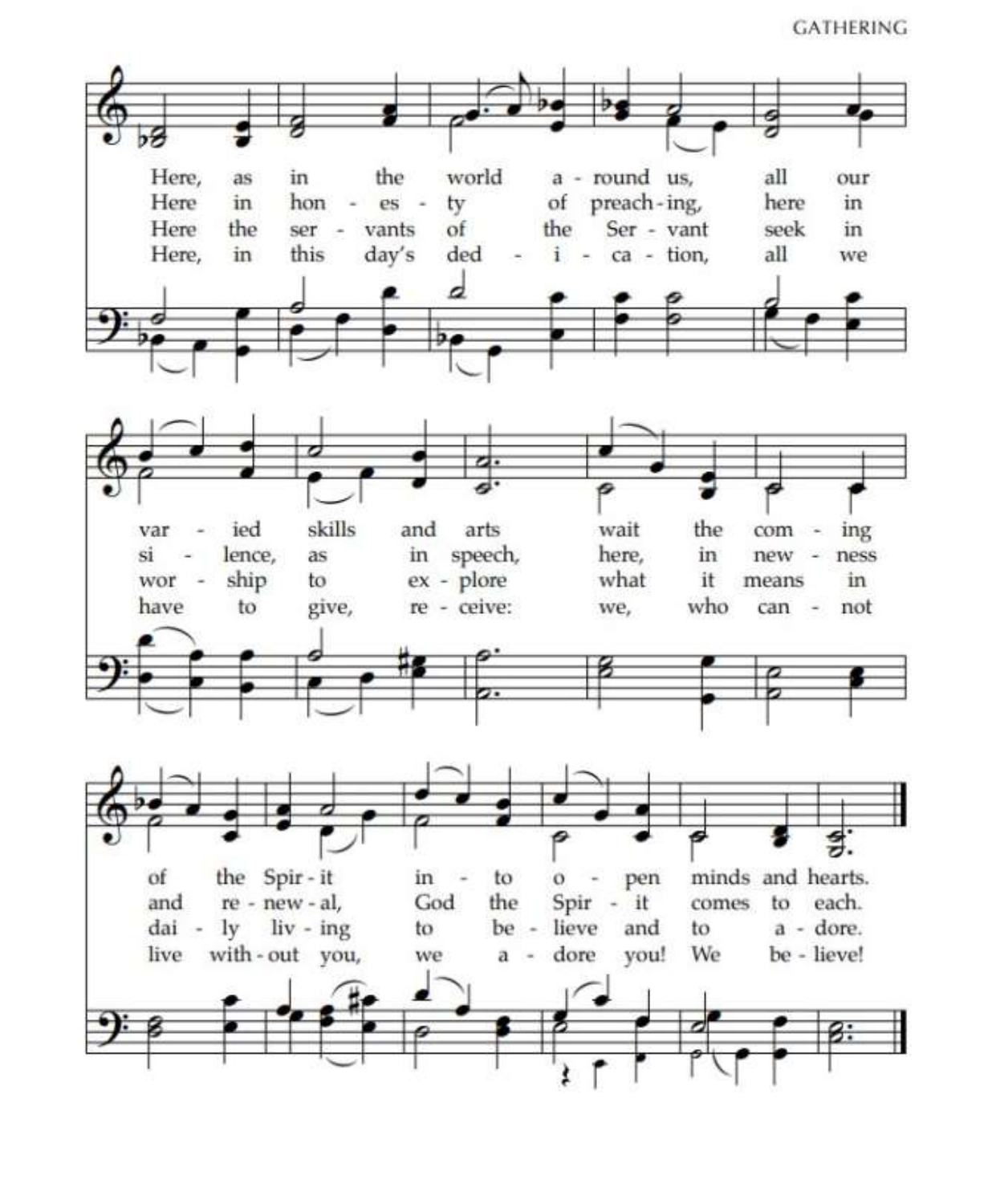Here, as in the world a - round us, all our
Here in hon - es - ty of preach - ing, here in
Here the ser - vants of the Ser - vant seek in
Here, in this day's ded - i - ca - tion, all we

var - ied skills and arts wait the com - ing
si - lence, as in speech, here, in new - ness
wor - ship to ex - plore what it means in
have to give, re - ceive: we, who can - not

of the Spir - it in - to o - pen minds and hearts.
and re - new - al, God the Spir - it comes to each.
dai - ly liv - ing to be - lieve and to a - dore.
live with - out you, we a - dore you! We be - lieve!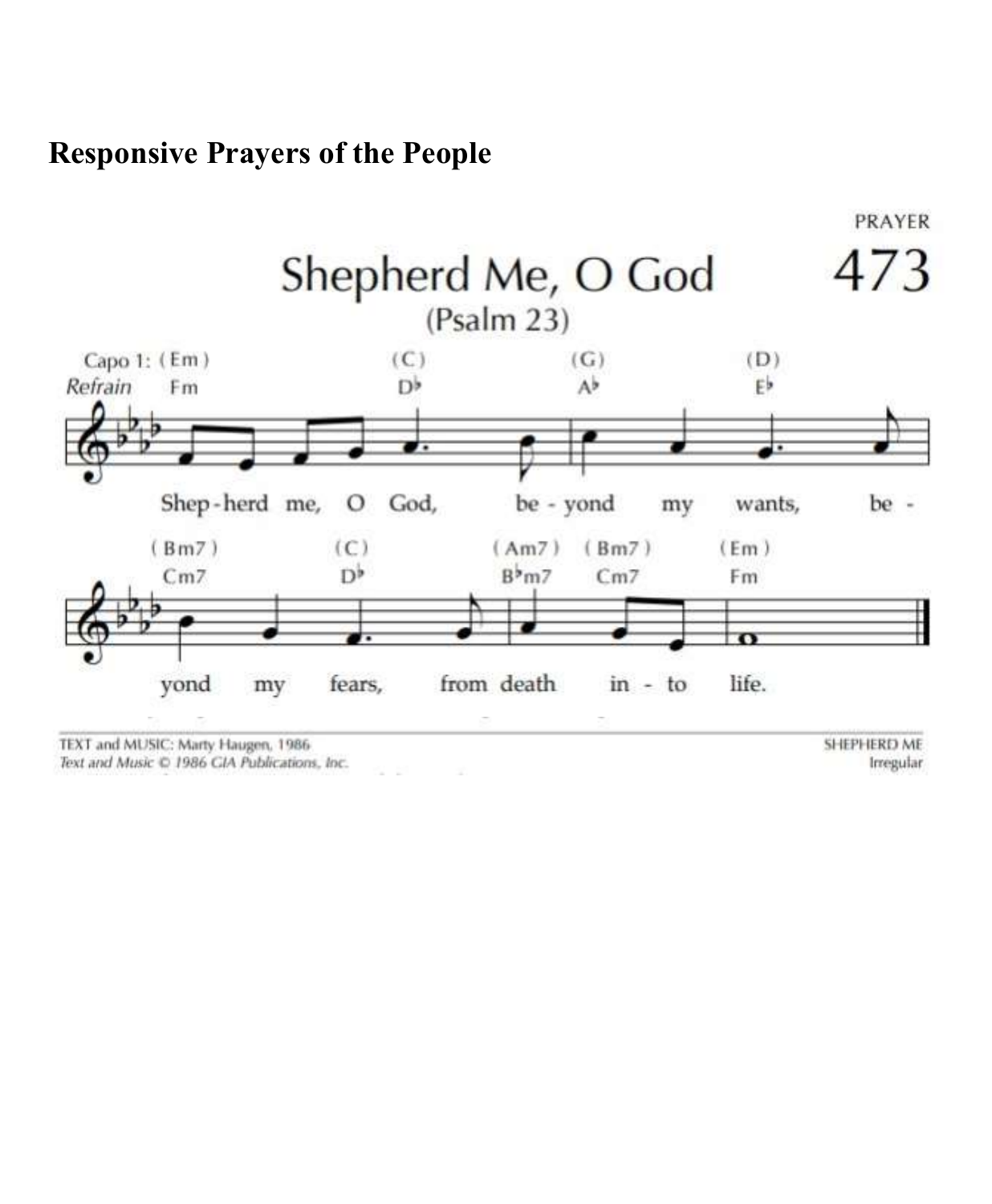## Responsive Prayers of the People

PRAYER

# Shepherd Me, O God 473

(Psalm 23)

Capo 1: (Em) (C) (G) (D)

*Refrain* Fm D♭ A♭ E♭

Shep - herd me, O God, be - yond my wants, be -

(Bm7) (C) (Am7) (Bm7) (Em)

Cm7 D♭ B♭m7 Cm7 Fm

yond my fears, from death in - to life.

TEXT and MUSIC: Marty Haugen, 1986
*Text and Music © 1986 GIA Publications, Inc.*

SHEPHERD ME
Irregular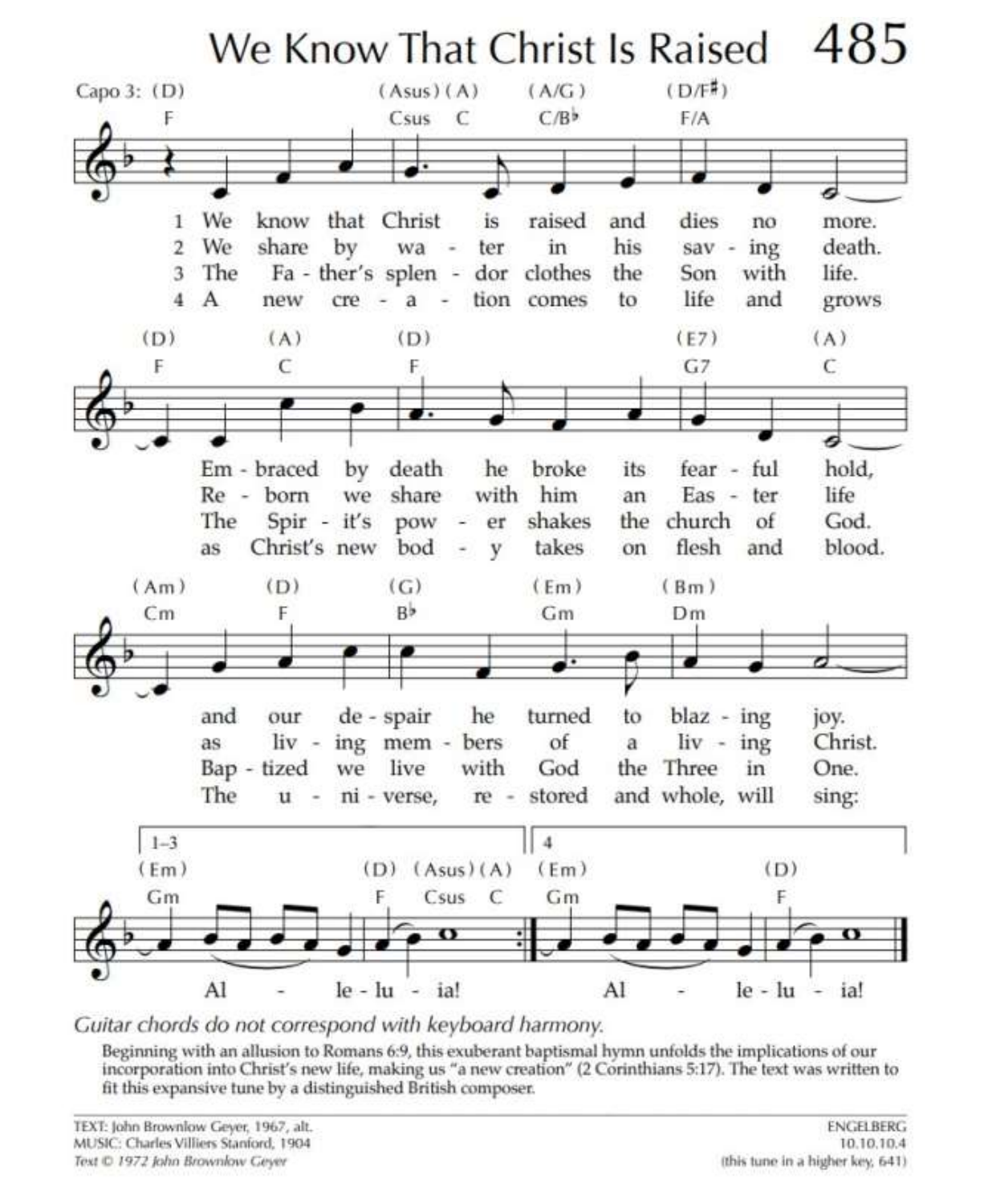# We Know That Christ Is Raised

485

Capo 3

1 We know that Christ is raised and dies no more.
Embraced by death he broke its fearful hold,
and our despair he turned to blazing joy.
Alleluia!

2 We share by water in his saving death.
Reborn we share with him an Easter life
as living members of a living Christ.
Alleluia!

3 The Father's splendor clothes the Son with life.
The Spirit's power shakes the church of God.
Baptized we live with God the Three in One.
Alleluia!

4 A new creation comes to life and grows
as Christ's new body takes on flesh and blood.
The universe, restored and whole, will sing:
Alleluia!

*Guitar chords do not correspond with keyboard harmony.*

Beginning with an allusion to Romans 6:9, this exuberant baptismal hymn unfolds the implications of our incorporation into Christ's new life, making us "a new creation" (2 Corinthians 5:17). The text was written to fit this expansive tune by a distinguished British composer.

TEXT: John Brownlow Geyer, 1967, alt.
MUSIC: Charles Villiers Stanford, 1904
*Text © 1972 John Brownlow Geyer*

ENGELBERG
10.10.10.4
(this tune in a higher key, 641)